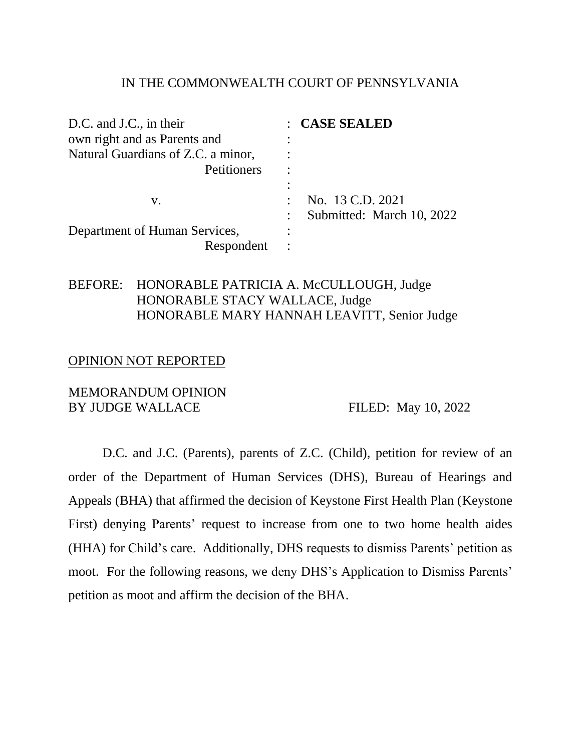IN THE COMMONWEALTH COURT OF PENNSYLVANIA

| | | |
|---|---|---|
| D.C. and J.C., in their own right and as Parents and Natural Guardians of Z.C. a minor, Petitioners | : | **CASE SEALED** |
| v. | : | No. 13 C.D. 2021 |
| | : | Submitted: March 10, 2022 |
| Department of Human Services, Respondent | : | |

BEFORE: HONORABLE PATRICIA A. McCULLOUGH, Judge
HONORABLE STACY WALLACE, Judge
HONORABLE MARY HANNAH LEAVITT, Senior Judge

OPINION NOT REPORTED

MEMORANDUM OPINION
BY JUDGE WALLACE FILED: May 10, 2022

D.C. and J.C. (Parents), parents of Z.C. (Child), petition for review of an order of the Department of Human Services (DHS), Bureau of Hearings and Appeals (BHA) that affirmed the decision of Keystone First Health Plan (Keystone First) denying Parents' request to increase from one to two home health aides (HHA) for Child's care. Additionally, DHS requests to dismiss Parents' petition as moot. For the following reasons, we deny DHS's Application to Dismiss Parents' petition as moot and affirm the decision of the BHA.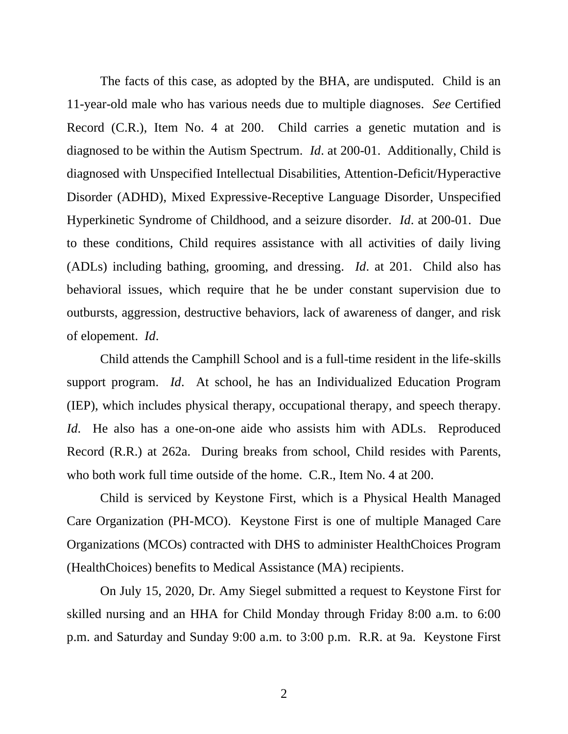The facts of this case, as adopted by the BHA, are undisputed. Child is an 11-year-old male who has various needs due to multiple diagnoses. *See* Certified Record (C.R.), Item No. 4 at 200. Child carries a genetic mutation and is diagnosed to be within the Autism Spectrum. *Id*. at 200-01. Additionally, Child is diagnosed with Unspecified Intellectual Disabilities, Attention-Deficit/Hyperactive Disorder (ADHD), Mixed Expressive-Receptive Language Disorder, Unspecified Hyperkinetic Syndrome of Childhood, and a seizure disorder. *Id*. at 200-01. Due to these conditions, Child requires assistance with all activities of daily living (ADLs) including bathing, grooming, and dressing. *Id*. at 201. Child also has behavioral issues, which require that he be under constant supervision due to outbursts, aggression, destructive behaviors, lack of awareness of danger, and risk of elopement. *Id*.

Child attends the Camphill School and is a full-time resident in the life-skills support program. *Id*. At school, he has an Individualized Education Program (IEP), which includes physical therapy, occupational therapy, and speech therapy. *Id.* He also has a one-on-one aide who assists him with ADLs. Reproduced Record (R.R.) at 262a. During breaks from school, Child resides with Parents, who both work full time outside of the home. C.R., Item No. 4 at 200.

Child is serviced by Keystone First, which is a Physical Health Managed Care Organization (PH-MCO). Keystone First is one of multiple Managed Care Organizations (MCOs) contracted with DHS to administer HealthChoices Program (HealthChoices) benefits to Medical Assistance (MA) recipients.

On July 15, 2020, Dr. Amy Siegel submitted a request to Keystone First for skilled nursing and an HHA for Child Monday through Friday 8:00 a.m. to 6:00 p.m. and Saturday and Sunday 9:00 a.m. to 3:00 p.m. R.R. at 9a. Keystone First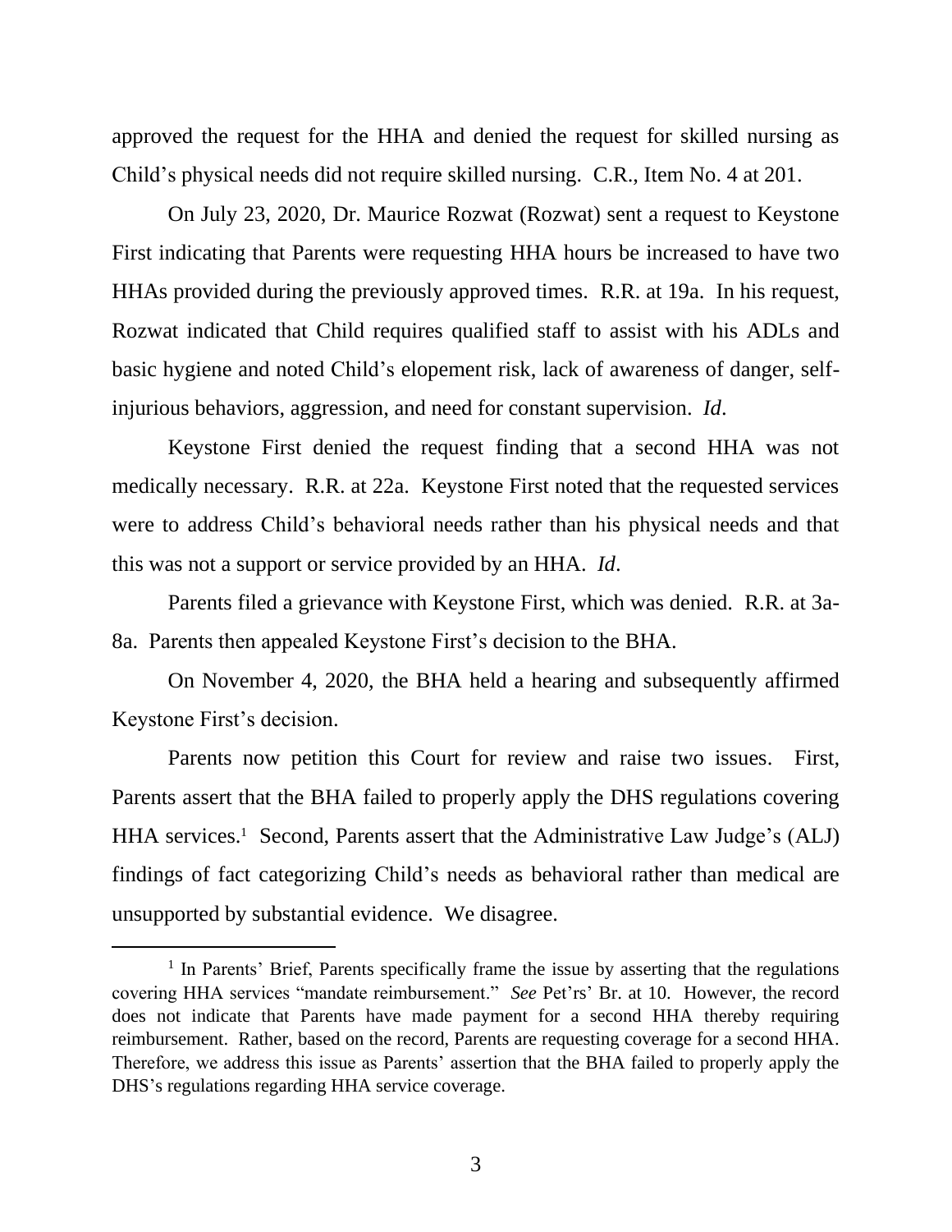approved the request for the HHA and denied the request for skilled nursing as Child's physical needs did not require skilled nursing. C.R., Item No. 4 at 201.

On July 23, 2020, Dr. Maurice Rozwat (Rozwat) sent a request to Keystone First indicating that Parents were requesting HHA hours be increased to have two HHAs provided during the previously approved times. R.R. at 19a. In his request, Rozwat indicated that Child requires qualified staff to assist with his ADLs and basic hygiene and noted Child's elopement risk, lack of awareness of danger, self-injurious behaviors, aggression, and need for constant supervision. *Id*.

Keystone First denied the request finding that a second HHA was not medically necessary. R.R. at 22a. Keystone First noted that the requested services were to address Child's behavioral needs rather than his physical needs and that this was not a support or service provided by an HHA. *Id*.

Parents filed a grievance with Keystone First, which was denied. R.R. at 3a-8a. Parents then appealed Keystone First's decision to the BHA.

On November 4, 2020, the BHA held a hearing and subsequently affirmed Keystone First's decision.

Parents now petition this Court for review and raise two issues. First, Parents assert that the BHA failed to properly apply the DHS regulations covering HHA services.[1] Second, Parents assert that the Administrative Law Judge's (ALJ) findings of fact categorizing Child's needs as behavioral rather than medical are unsupported by substantial evidence. We disagree.

---

[1] In Parents' Brief, Parents specifically frame the issue by asserting that the regulations covering HHA services "mandate reimbursement." *See* Pet'rs' Br. at 10. However, the record does not indicate that Parents have made payment for a second HHA thereby requiring reimbursement. Rather, based on the record, Parents are requesting coverage for a second HHA. Therefore, we address this issue as Parents' assertion that the BHA failed to properly apply the DHS's regulations regarding HHA service coverage.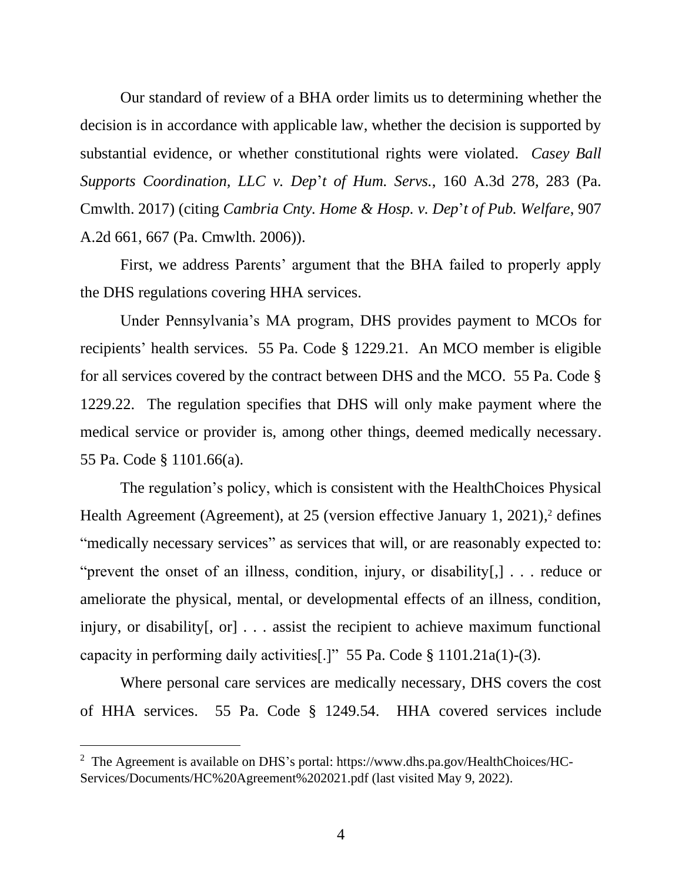Our standard of review of a BHA order limits us to determining whether the decision is in accordance with applicable law, whether the decision is supported by substantial evidence, or whether constitutional rights were violated. *Casey Ball Supports Coordination, LLC v. Dep't of Hum. Servs.*, 160 A.3d 278, 283 (Pa. Cmwlth. 2017) (citing *Cambria Cnty. Home & Hosp. v. Dep't of Pub. Welfare*, 907 A.2d 661, 667 (Pa. Cmwlth. 2006)).

First, we address Parents' argument that the BHA failed to properly apply the DHS regulations covering HHA services.

Under Pennsylvania's MA program, DHS provides payment to MCOs for recipients' health services. 55 Pa. Code § 1229.21. An MCO member is eligible for all services covered by the contract between DHS and the MCO. 55 Pa. Code § 1229.22. The regulation specifies that DHS will only make payment where the medical service or provider is, among other things, deemed medically necessary. 55 Pa. Code § 1101.66(a).

The regulation's policy, which is consistent with the HealthChoices Physical Health Agreement (Agreement), at 25 (version effective January 1, 2021),[2] defines "medically necessary services" as services that will, or are reasonably expected to: "prevent the onset of an illness, condition, injury, or disability[,] . . . reduce or ameliorate the physical, mental, or developmental effects of an illness, condition, injury, or disability[, or] . . . assist the recipient to achieve maximum functional capacity in performing daily activities[.]" 55 Pa. Code § 1101.21a(1)-(3).

Where personal care services are medically necessary, DHS covers the cost of HHA services. 55 Pa. Code § 1249.54. HHA covered services include

[2] The Agreement is available on DHS's portal: https://www.dhs.pa.gov/HealthChoices/HC-Services/Documents/HC%20Agreement%202021.pdf (last visited May 9, 2022).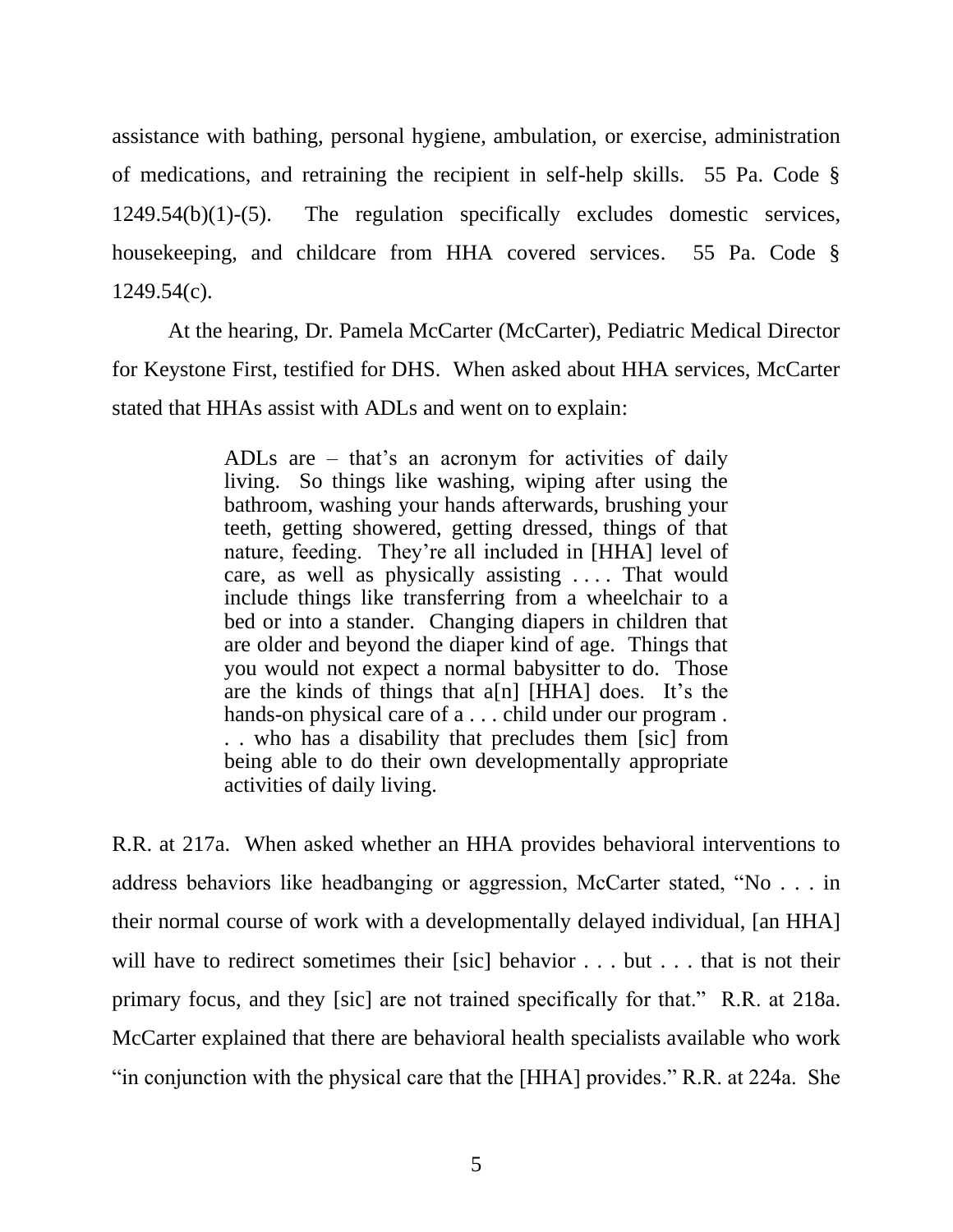assistance with bathing, personal hygiene, ambulation, or exercise, administration of medications, and retraining the recipient in self-help skills. 55 Pa. Code § 1249.54(b)(1)-(5). The regulation specifically excludes domestic services, housekeeping, and childcare from HHA covered services. 55 Pa. Code § 1249.54(c).

At the hearing, Dr. Pamela McCarter (McCarter), Pediatric Medical Director for Keystone First, testified for DHS. When asked about HHA services, McCarter stated that HHAs assist with ADLs and went on to explain:

> ADLs are – that's an acronym for activities of daily living. So things like washing, wiping after using the bathroom, washing your hands afterwards, brushing your teeth, getting showered, getting dressed, things of that nature, feeding. They're all included in [HHA] level of care, as well as physically assisting . . . . That would include things like transferring from a wheelchair to a bed or into a stander. Changing diapers in children that are older and beyond the diaper kind of age. Things that you would not expect a normal babysitter to do. Those are the kinds of things that a[n] [HHA] does. It's the hands-on physical care of a . . . child under our program . . . who has a disability that precludes them [sic] from being able to do their own developmentally appropriate activities of daily living.

R.R. at 217a. When asked whether an HHA provides behavioral interventions to address behaviors like headbanging or aggression, McCarter stated, "No . . . in their normal course of work with a developmentally delayed individual, [an HHA] will have to redirect sometimes their [sic] behavior . . . but . . . that is not their primary focus, and they [sic] are not trained specifically for that." R.R. at 218a. McCarter explained that there are behavioral health specialists available who work "in conjunction with the physical care that the [HHA] provides." R.R. at 224a. She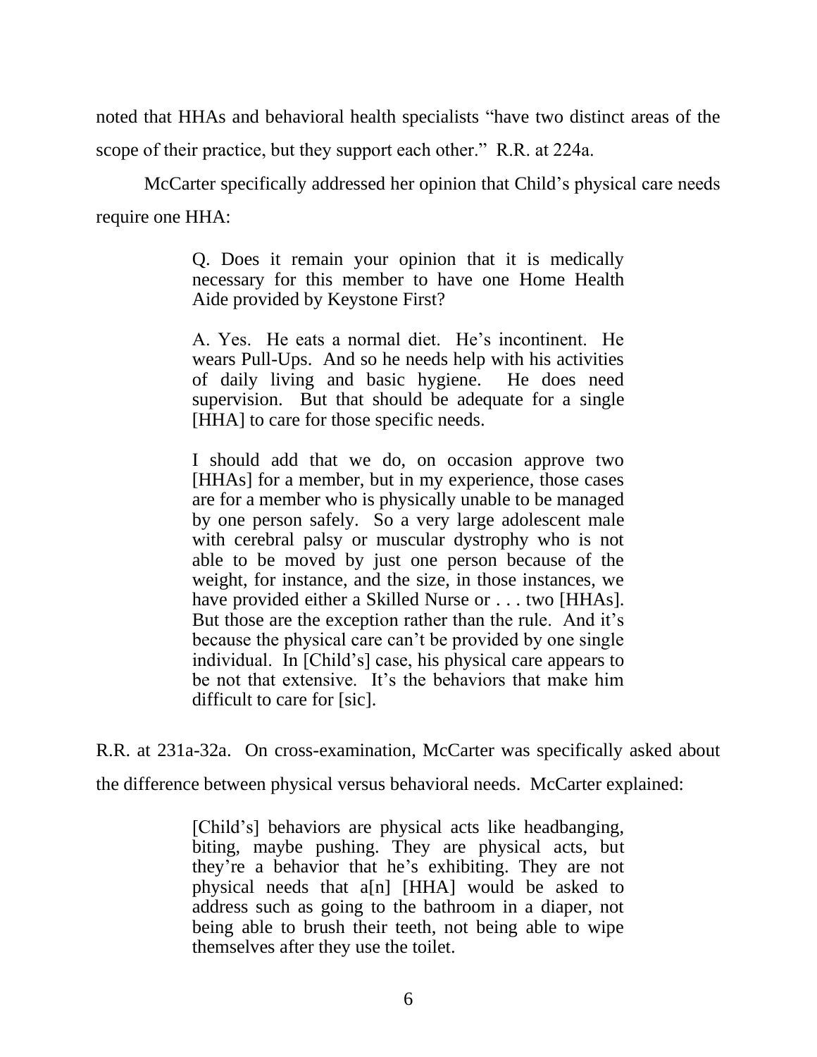noted that HHAs and behavioral health specialists "have two distinct areas of the scope of their practice, but they support each other." R.R. at 224a.

McCarter specifically addressed her opinion that Child's physical care needs require one HHA:

> Q. Does it remain your opinion that it is medically necessary for this member to have one Home Health Aide provided by Keystone First?
>
> A. Yes. He eats a normal diet. He's incontinent. He wears Pull-Ups. And so he needs help with his activities of daily living and basic hygiene. He does need supervision. But that should be adequate for a single [HHA] to care for those specific needs.
>
> I should add that we do, on occasion approve two [HHAs] for a member, but in my experience, those cases are for a member who is physically unable to be managed by one person safely. So a very large adolescent male with cerebral palsy or muscular dystrophy who is not able to be moved by just one person because of the weight, for instance, and the size, in those instances, we have provided either a Skilled Nurse or . . . two [HHAs]. But those are the exception rather than the rule. And it's because the physical care can't be provided by one single individual. In [Child's] case, his physical care appears to be not that extensive. It's the behaviors that make him difficult to care for [sic].

R.R. at 231a-32a. On cross-examination, McCarter was specifically asked about the difference between physical versus behavioral needs. McCarter explained:

> [Child's] behaviors are physical acts like headbanging, biting, maybe pushing. They are physical acts, but they're a behavior that he's exhibiting. They are not physical needs that a[n] [HHA] would be asked to address such as going to the bathroom in a diaper, not being able to brush their teeth, not being able to wipe themselves after they use the toilet.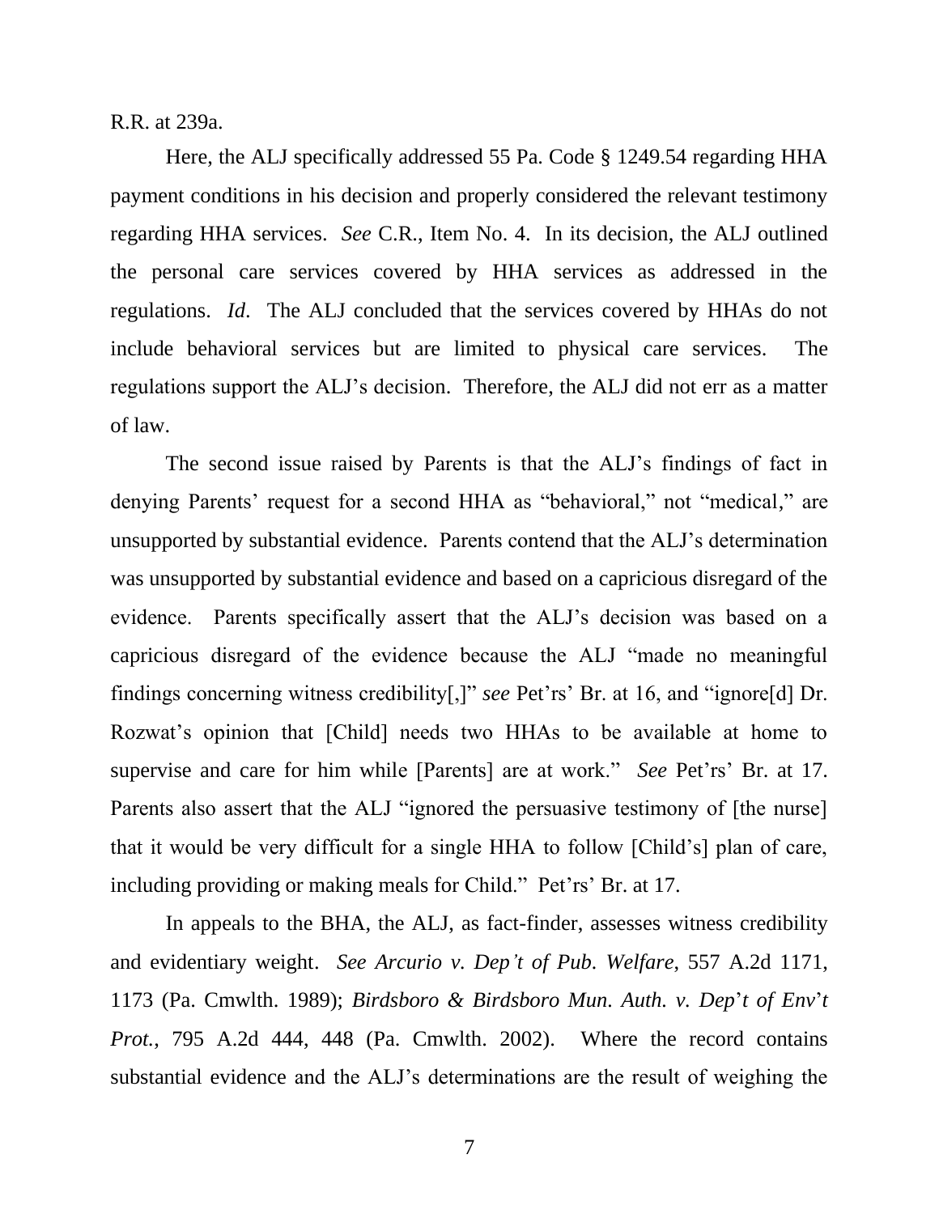R.R. at 239a.

Here, the ALJ specifically addressed 55 Pa. Code § 1249.54 regarding HHA payment conditions in his decision and properly considered the relevant testimony regarding HHA services. *See* C.R., Item No. 4. In its decision, the ALJ outlined the personal care services covered by HHA services as addressed in the regulations. *Id*. The ALJ concluded that the services covered by HHAs do not include behavioral services but are limited to physical care services. The regulations support the ALJ's decision. Therefore, the ALJ did not err as a matter of law.

The second issue raised by Parents is that the ALJ's findings of fact in denying Parents' request for a second HHA as "behavioral," not "medical," are unsupported by substantial evidence. Parents contend that the ALJ's determination was unsupported by substantial evidence and based on a capricious disregard of the evidence. Parents specifically assert that the ALJ's decision was based on a capricious disregard of the evidence because the ALJ "made no meaningful findings concerning witness credibility[,]" *see* Pet'rs' Br. at 16, and "ignore[d] Dr. Rozwat's opinion that [Child] needs two HHAs to be available at home to supervise and care for him while [Parents] are at work." *See* Pet'rs' Br. at 17. Parents also assert that the ALJ "ignored the persuasive testimony of [the nurse] that it would be very difficult for a single HHA to follow [Child's] plan of care, including providing or making meals for Child." Pet'rs' Br. at 17.

In appeals to the BHA, the ALJ, as fact-finder, assesses witness credibility and evidentiary weight. *See Arcurio v. Dep't of Pub. Welfare*, 557 A.2d 1171, 1173 (Pa. Cmwlth. 1989); *Birdsboro & Birdsboro Mun. Auth. v. Dep't of Env't Prot.*, 795 A.2d 444, 448 (Pa. Cmwlth. 2002). Where the record contains substantial evidence and the ALJ's determinations are the result of weighing the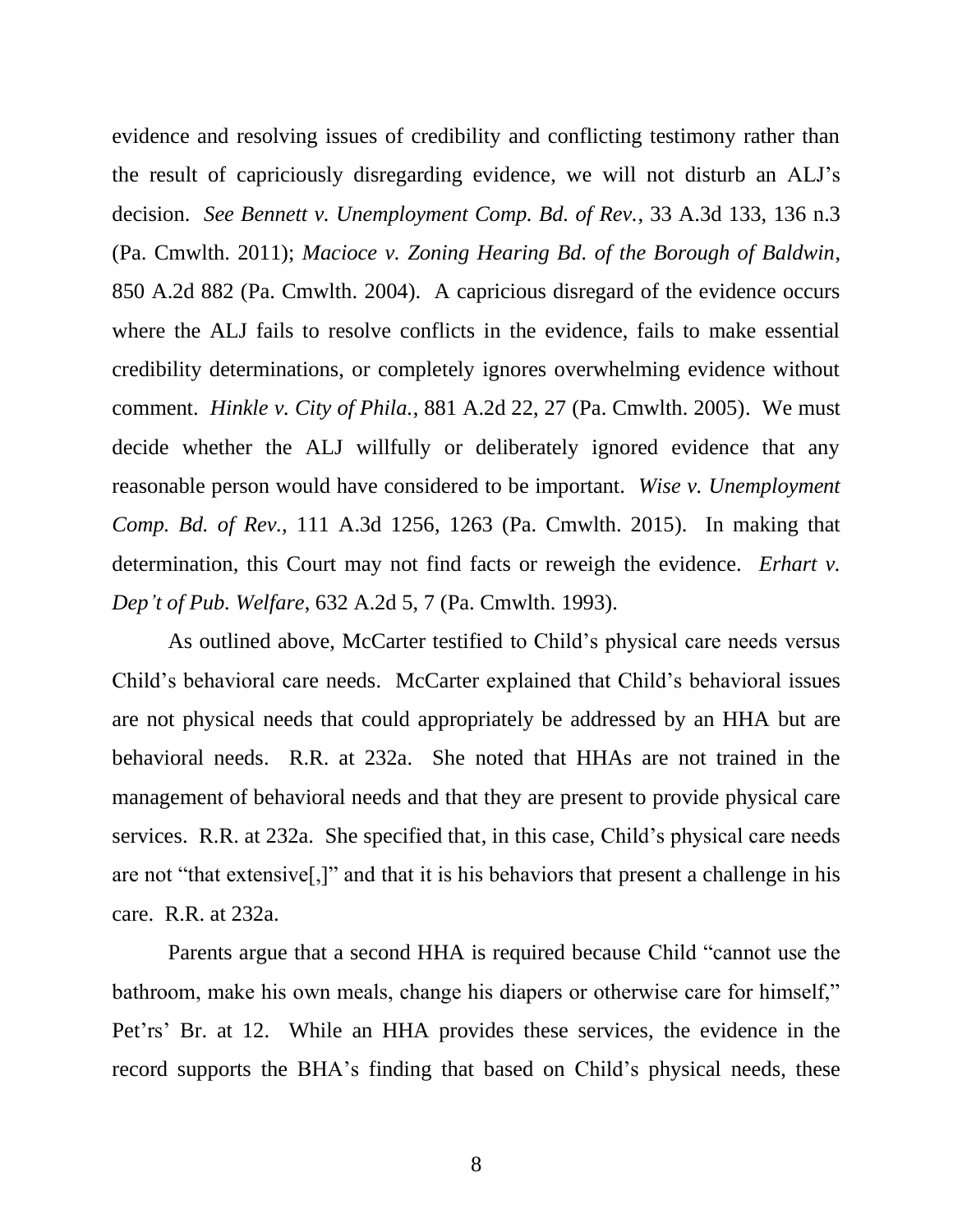evidence and resolving issues of credibility and conflicting testimony rather than the result of capriciously disregarding evidence, we will not disturb an ALJ's decision. *See Bennett v. Unemployment Comp. Bd. of Rev.*, 33 A.3d 133, 136 n.3 (Pa. Cmwlth. 2011); *Macioce v. Zoning Hearing Bd. of the Borough of Baldwin*, 850 A.2d 882 (Pa. Cmwlth. 2004). A capricious disregard of the evidence occurs where the ALJ fails to resolve conflicts in the evidence, fails to make essential credibility determinations, or completely ignores overwhelming evidence without comment. *Hinkle v. City of Phila.*, 881 A.2d 22, 27 (Pa. Cmwlth. 2005). We must decide whether the ALJ willfully or deliberately ignored evidence that any reasonable person would have considered to be important. *Wise v. Unemployment Comp. Bd. of Rev.*, 111 A.3d 1256, 1263 (Pa. Cmwlth. 2015). In making that determination, this Court may not find facts or reweigh the evidence. *Erhart v. Dep't of Pub. Welfare*, 632 A.2d 5, 7 (Pa. Cmwlth. 1993).

As outlined above, McCarter testified to Child's physical care needs versus Child's behavioral care needs. McCarter explained that Child's behavioral issues are not physical needs that could appropriately be addressed by an HHA but are behavioral needs. R.R. at 232a. She noted that HHAs are not trained in the management of behavioral needs and that they are present to provide physical care services. R.R. at 232a. She specified that, in this case, Child's physical care needs are not "that extensive[,]" and that it is his behaviors that present a challenge in his care. R.R. at 232a.

Parents argue that a second HHA is required because Child "cannot use the bathroom, make his own meals, change his diapers or otherwise care for himself," Pet'rs' Br. at 12. While an HHA provides these services, the evidence in the record supports the BHA's finding that based on Child's physical needs, these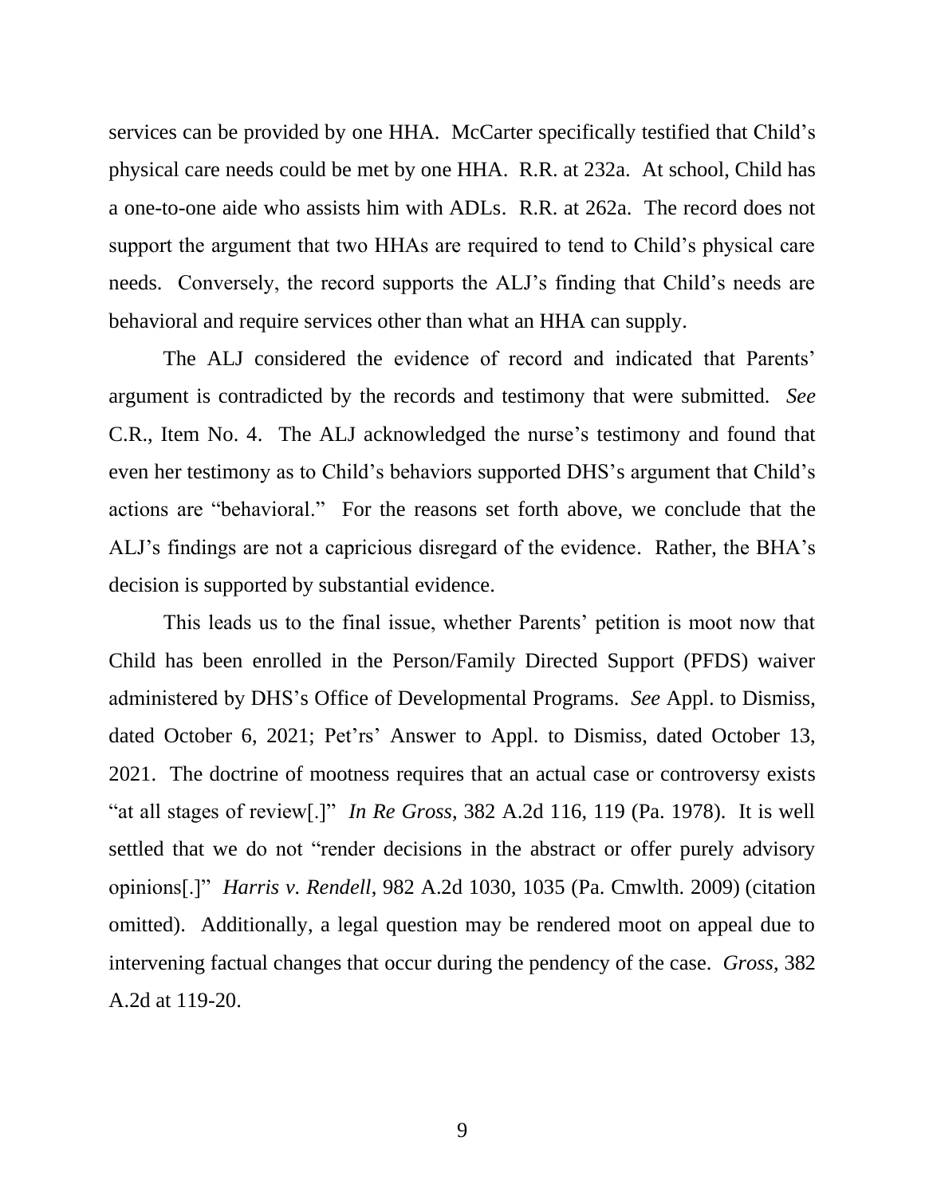services can be provided by one HHA. McCarter specifically testified that Child's physical care needs could be met by one HHA. R.R. at 232a. At school, Child has a one-to-one aide who assists him with ADLs. R.R. at 262a. The record does not support the argument that two HHAs are required to tend to Child's physical care needs. Conversely, the record supports the ALJ's finding that Child's needs are behavioral and require services other than what an HHA can supply.

The ALJ considered the evidence of record and indicated that Parents' argument is contradicted by the records and testimony that were submitted. *See* C.R., Item No. 4. The ALJ acknowledged the nurse's testimony and found that even her testimony as to Child's behaviors supported DHS's argument that Child's actions are "behavioral." For the reasons set forth above, we conclude that the ALJ's findings are not a capricious disregard of the evidence. Rather, the BHA's decision is supported by substantial evidence.

This leads us to the final issue, whether Parents' petition is moot now that Child has been enrolled in the Person/Family Directed Support (PFDS) waiver administered by DHS's Office of Developmental Programs. *See* Appl. to Dismiss, dated October 6, 2021; Pet'rs' Answer to Appl. to Dismiss, dated October 13, 2021. The doctrine of mootness requires that an actual case or controversy exists "at all stages of review[.]" *In Re Gross*, 382 A.2d 116, 119 (Pa. 1978). It is well settled that we do not "render decisions in the abstract or offer purely advisory opinions[.]" *Harris v. Rendell*, 982 A.2d 1030, 1035 (Pa. Cmwlth. 2009) (citation omitted). Additionally, a legal question may be rendered moot on appeal due to intervening factual changes that occur during the pendency of the case. *Gross*, 382 A.2d at 119-20.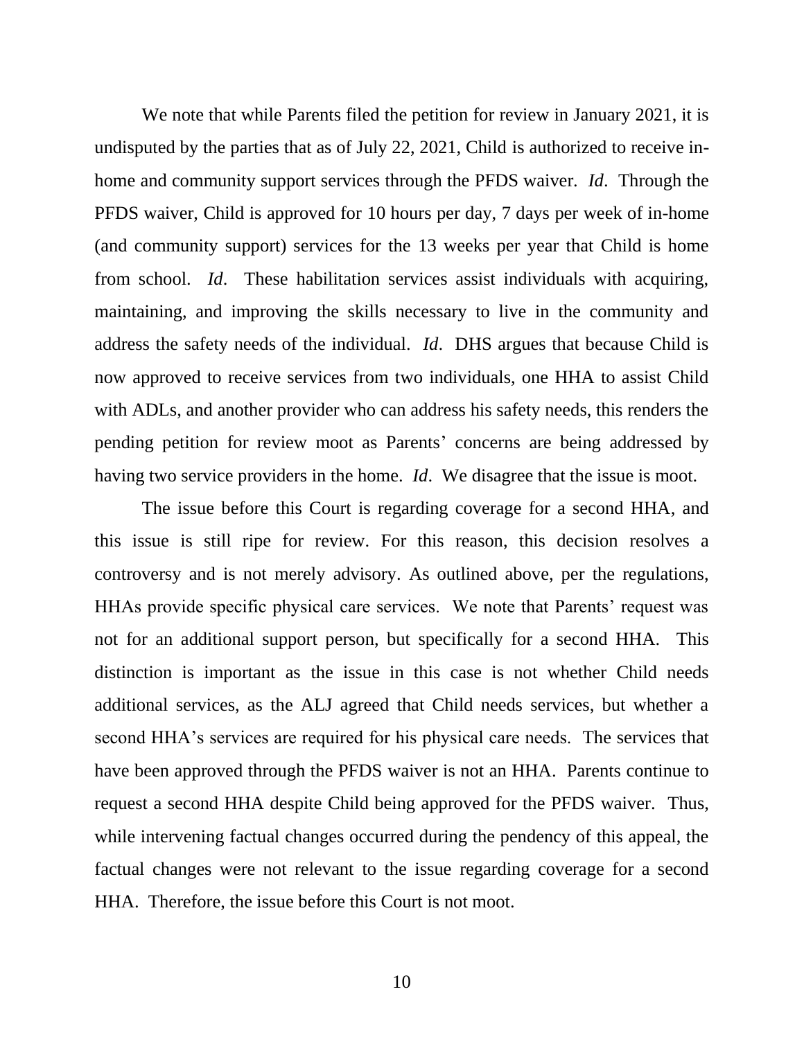We note that while Parents filed the petition for review in January 2021, it is undisputed by the parties that as of July 22, 2021, Child is authorized to receive in-home and community support services through the PFDS waiver. *Id*. Through the PFDS waiver, Child is approved for 10 hours per day, 7 days per week of in-home (and community support) services for the 13 weeks per year that Child is home from school. *Id*. These habilitation services assist individuals with acquiring, maintaining, and improving the skills necessary to live in the community and address the safety needs of the individual. *Id*. DHS argues that because Child is now approved to receive services from two individuals, one HHA to assist Child with ADLs, and another provider who can address his safety needs, this renders the pending petition for review moot as Parents' concerns are being addressed by having two service providers in the home. *Id*. We disagree that the issue is moot.

The issue before this Court is regarding coverage for a second HHA, and this issue is still ripe for review. For this reason, this decision resolves a controversy and is not merely advisory. As outlined above, per the regulations, HHAs provide specific physical care services. We note that Parents' request was not for an additional support person, but specifically for a second HHA. This distinction is important as the issue in this case is not whether Child needs additional services, as the ALJ agreed that Child needs services, but whether a second HHA's services are required for his physical care needs. The services that have been approved through the PFDS waiver is not an HHA. Parents continue to request a second HHA despite Child being approved for the PFDS waiver. Thus, while intervening factual changes occurred during the pendency of this appeal, the factual changes were not relevant to the issue regarding coverage for a second HHA. Therefore, the issue before this Court is not moot.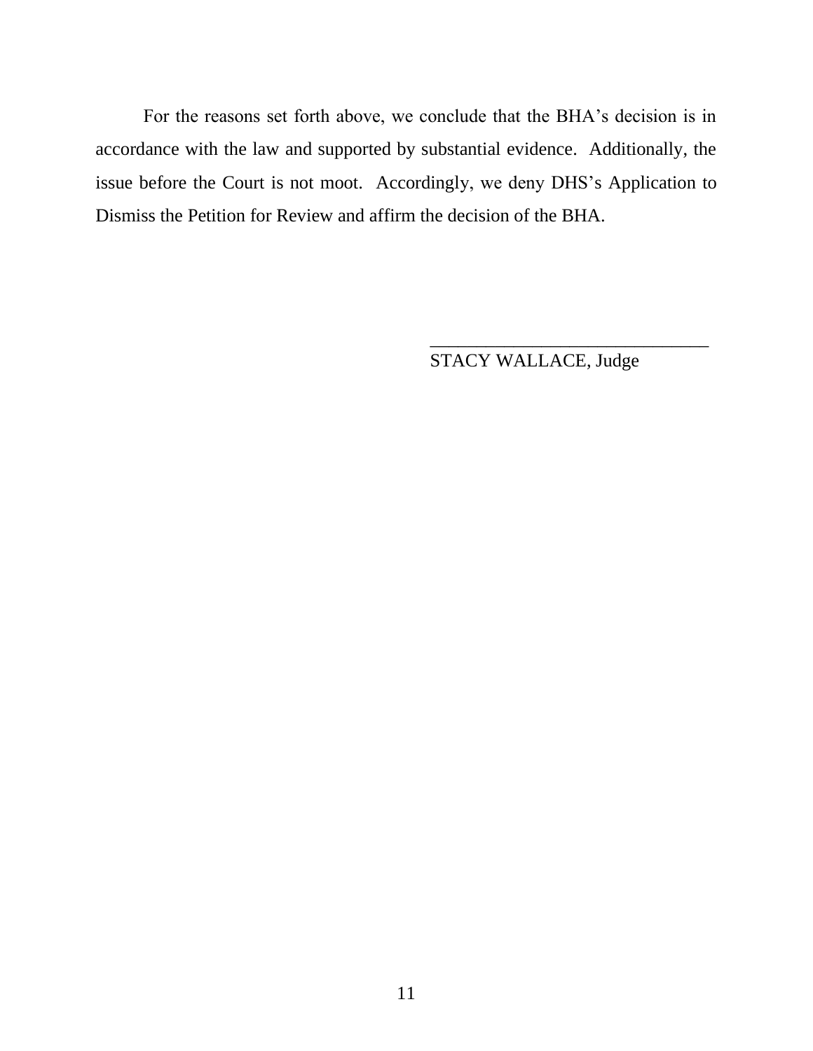For the reasons set forth above, we conclude that the BHA's decision is in accordance with the law and supported by substantial evidence. Additionally, the issue before the Court is not moot. Accordingly, we deny DHS's Application to Dismiss the Petition for Review and affirm the decision of the BHA.

______________________________

STACY WALLACE, Judge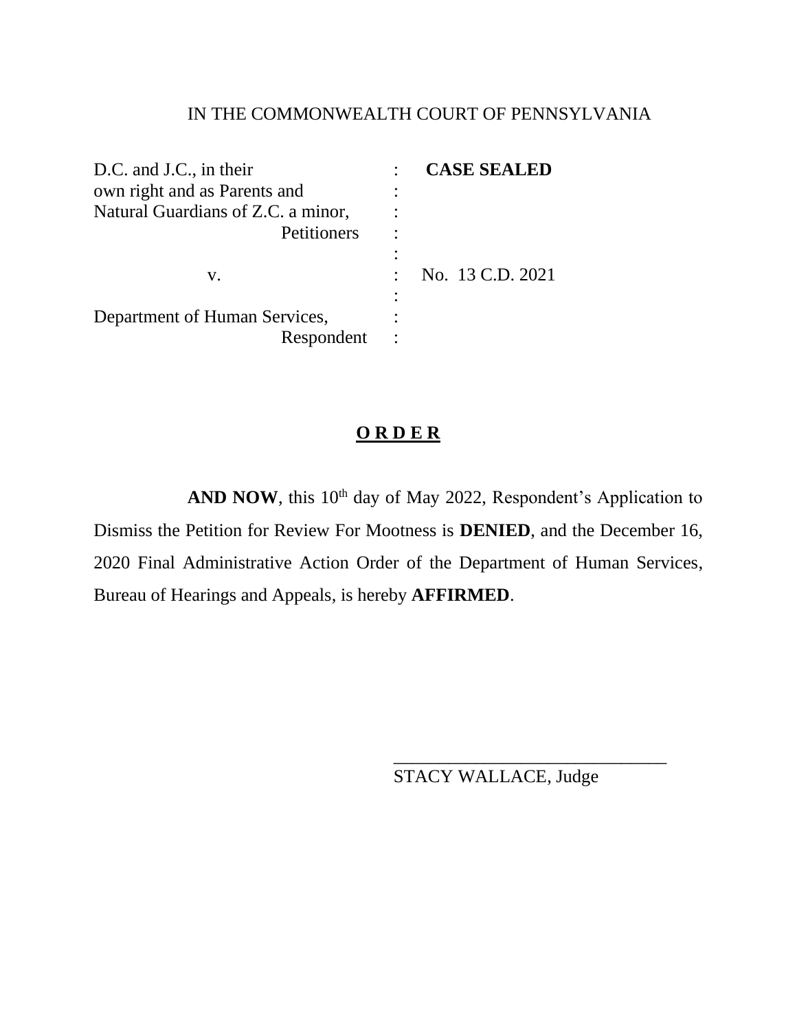IN THE COMMONWEALTH COURT OF PENNSYLVANIA

| | | |
|---|---|---|
| D.C. and J.C., in their own right and as Parents and Natural Guardians of Z.C. a minor, Petitioners | : | **CASE SEALED** |
| v. | : | No. 13 C.D. 2021 |
| Department of Human Services, Respondent | : | |

**O R D E R**

**AND NOW**, this 10th day of May 2022, Respondent's Application to Dismiss the Petition for Review For Mootness is **DENIED**, and the December 16, 2020 Final Administrative Action Order of the Department of Human Services, Bureau of Hearings and Appeals, is hereby **AFFIRMED**.

______________________________
STACY WALLACE, Judge